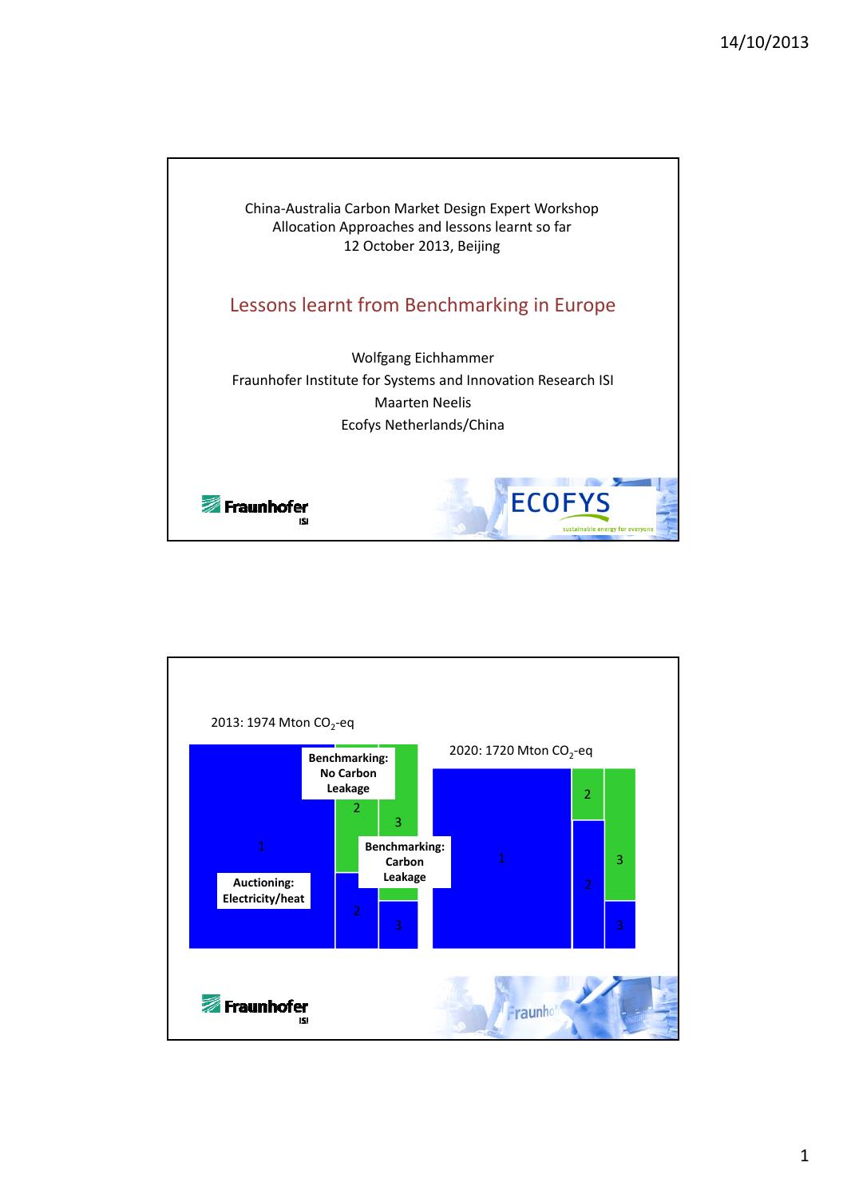China-Australia Carbon Market Design Expert Workshop
Allocation Approaches and lessons learnt so far
12 October 2013, Beijing

# Lessons learnt from Benchmarking in Europe

Wolfgang Eichhammer
Fraunhofer Institute for Systems and Innovation Research ISI
Maarten Neelis
Ecofys Netherlands/China

---

2013: 1974 Mton $CO_2$-eq

Benchmarking: No Carbon Leakage

Benchmarking: Carbon Leakage

Auctioning: Electricity/heat

1, 2, 3, 2, 3

2020: 1720 Mton $CO_2$-eq

1, 2, 3, 2, 3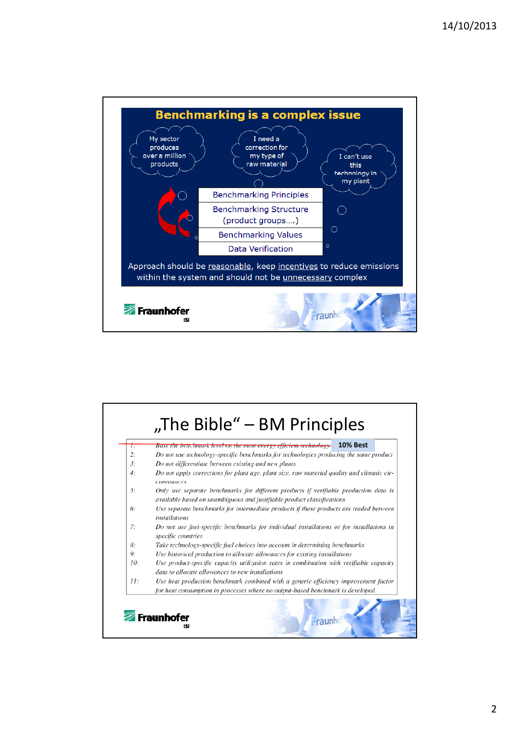## Benchmarking is a complex issue

My sector produces over a million products

I need a correction for my type of raw material

I can't use this technology in my plant

- Benchmarking Principles
- Benchmarking Structure (product groups….)
- Benchmarking Values
- Data Verification

Approach should be reasonable, keep incentives to reduce emissions within the system and should not be unnecessary complex

Fraunhofer ISI

## „The Bible" – BM Principles

| | |
|---|---|
| 1: | ~~*Base the benchmark level on the most energy-efficient technology*~~ **10% Best** |
| 2: | *Do not use technology-specific benchmarks for technologies producing the same product* |
| 3: | *Do not differentiate between existing and new plants* |
| 4: | *Do not apply corrections for plant age, plant size, raw material quality and climatic circumstances* |
| 5: | *Only use separate benchmarks for different products if verifiable production data is available based on unambiguous and justifiable product classifications* |
| 6: | *Use separate benchmarks for intermediate products if these products are traded between installations* |
| 7: | *Do not use fuel-specific benchmarks for individual installations or for installations in specific countries* |
| 8: | *Take technology-specific fuel choices into account in determining benchmarks* |
| 9: | *Use historical production to allocate allowances for existing installations* |
| 10: | *Use product-specific capacity utilization rates in combination with verifiable capacity data to allocate allowances to new installations* |
| 11: | *Use heat production benchmark combined with a generic efficiency improvement factor for heat consumption in processes where no output-based benchmark is developed* |

Fraunhofer ISI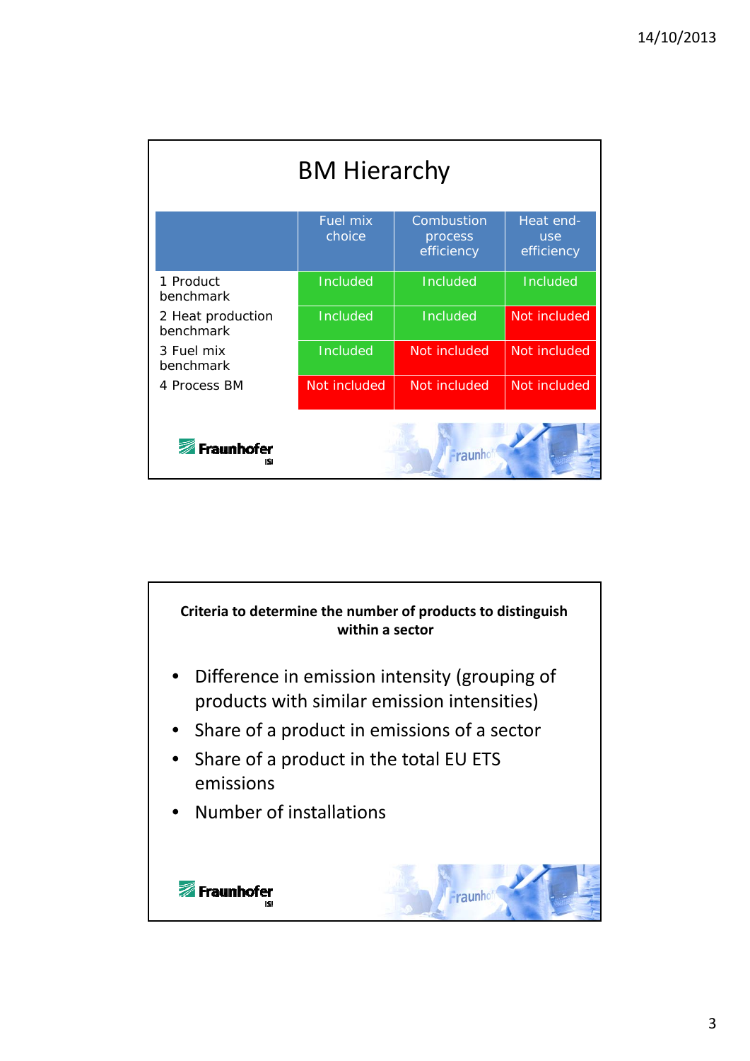# BM Hierarchy

| | Fuel mix choice | Combustion process efficiency | Heat end-use efficiency |
|---|---|---|---|
| 1 Product benchmark | Included | Included | Included |
| 2 Heat production benchmark | Included | Included | Not included |
| 3 Fuel mix benchmark | Included | Not included | Not included |
| 4 Process BM | Not included | Not included | Not included |

**Criteria to determine the number of products to distinguish within a sector**

- Difference in emission intensity (grouping of products with similar emission intensities)
- Share of a product in emissions of a sector
- Share of a product in the total EU ETS emissions
- Number of installations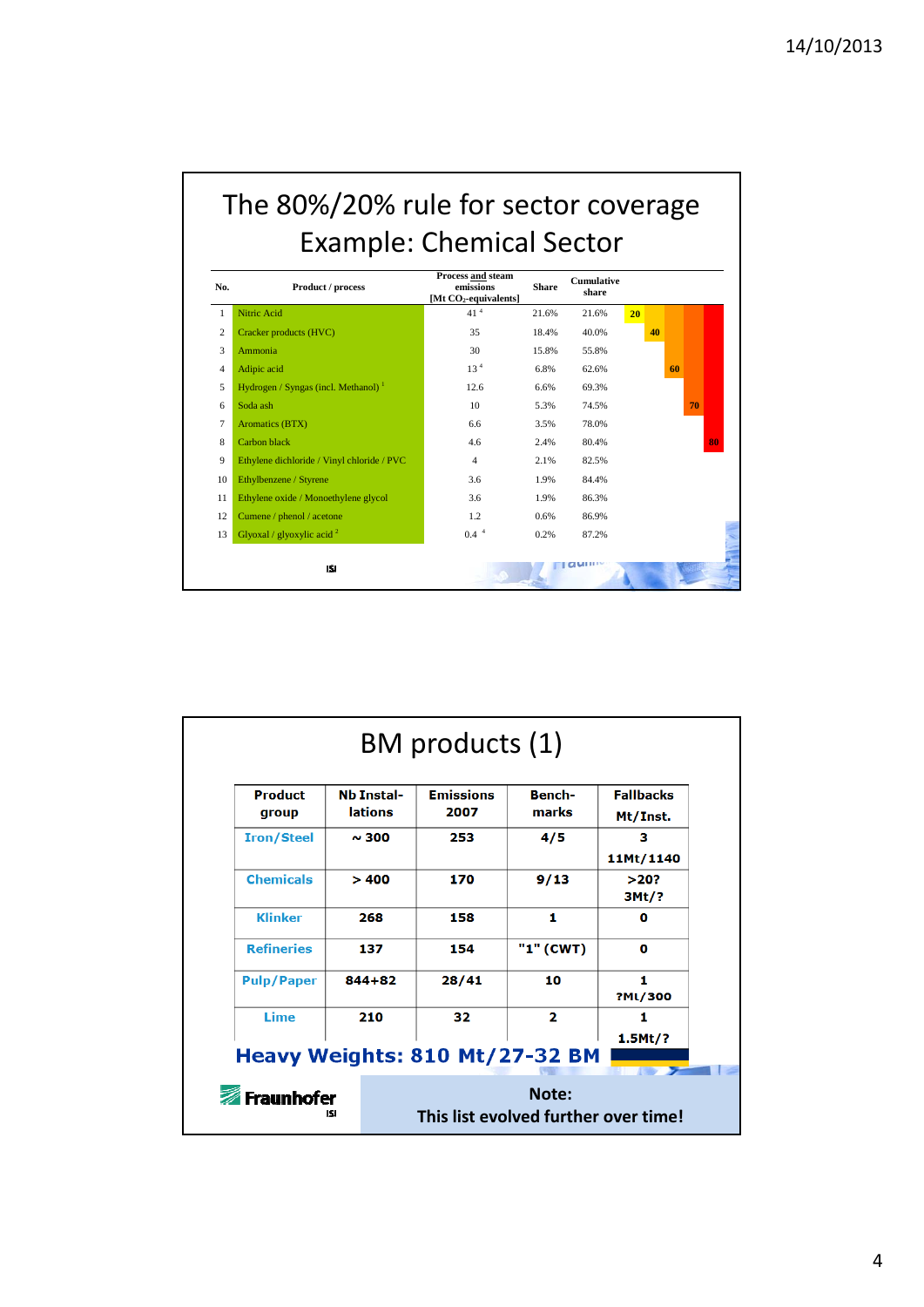# The 80%/20% rule for sector coverage
## Example: Chemical Sector

| No. | Product / process | Process and steam emissions [Mt $CO_2$-equivalents] | Share | Cumulative share | | | | | |
|---|---|---|---|---|---|---|---|---|---|
| 1 | Nitric Acid | 41 [4] | 21.6% | 21.6% | 20 | | | | |
| 2 | Cracker products (HVC) | 35 | 18.4% | 40.0% | | 40 | | | |
| 3 | Ammonia | 30 | 15.8% | 55.8% | | | | | |
| 4 | Adipic acid | 13 [4] | 6.8% | 62.6% | | | 60 | | |
| 5 | Hydrogen / Syngas (incl. Methanol) [1] | 12.6 | 6.6% | 69.3% | | | | | |
| 6 | Soda ash | 10 | 5.3% | 74.5% | | | | 70 | |
| 7 | Aromatics (BTX) | 6.6 | 3.5% | 78.0% | | | | | |
| 8 | Carbon black | 4.6 | 2.4% | 80.4% | | | | | 80 |
| 9 | Ethylene dichloride / Vinyl chloride / PVC | 4 | 2.1% | 82.5% | | | | | |
| 10 | Ethylbenzene / Styrene | 3.6 | 1.9% | 84.4% | | | | | |
| 11 | Ethylene oxide / Monoethylene glycol | 3.6 | 1.9% | 86.3% | | | | | |
| 12 | Cumene / phenol / acetone | 1.2 | 0.6% | 86.9% | | | | | |
| 13 | Glyoxal / glyoxylic acid [2] | 0.4 [4] | 0.2% | 87.2% | | | | | |

# BM products (1)

| Product group | Nb Instal-lations | Emissions 2007 | Bench-marks | Fallbacks Mt/Inst. |
|---|---|---|---|---|
| Iron/Steel | ~ 300 | 253 | 4/5 | 3<br>11Mt/1140 |
| Chemicals | > 400 | 170 | 9/13 | >20?<br>3Mt/? |
| Klinker | 268 | 158 | 1 | 0 |
| Refineries | 137 | 154 | "1" (CWT) | 0 |
| Pulp/Paper | 844+82 | 28/41 | 10 | 1<br>?Mt/300 |
| Lime | 210 | 32 | 2 | 1<br>1.5Mt/? |

**Heavy Weights: 810 Mt/27-32 BM**

**Note:**
**This list evolved further over time!**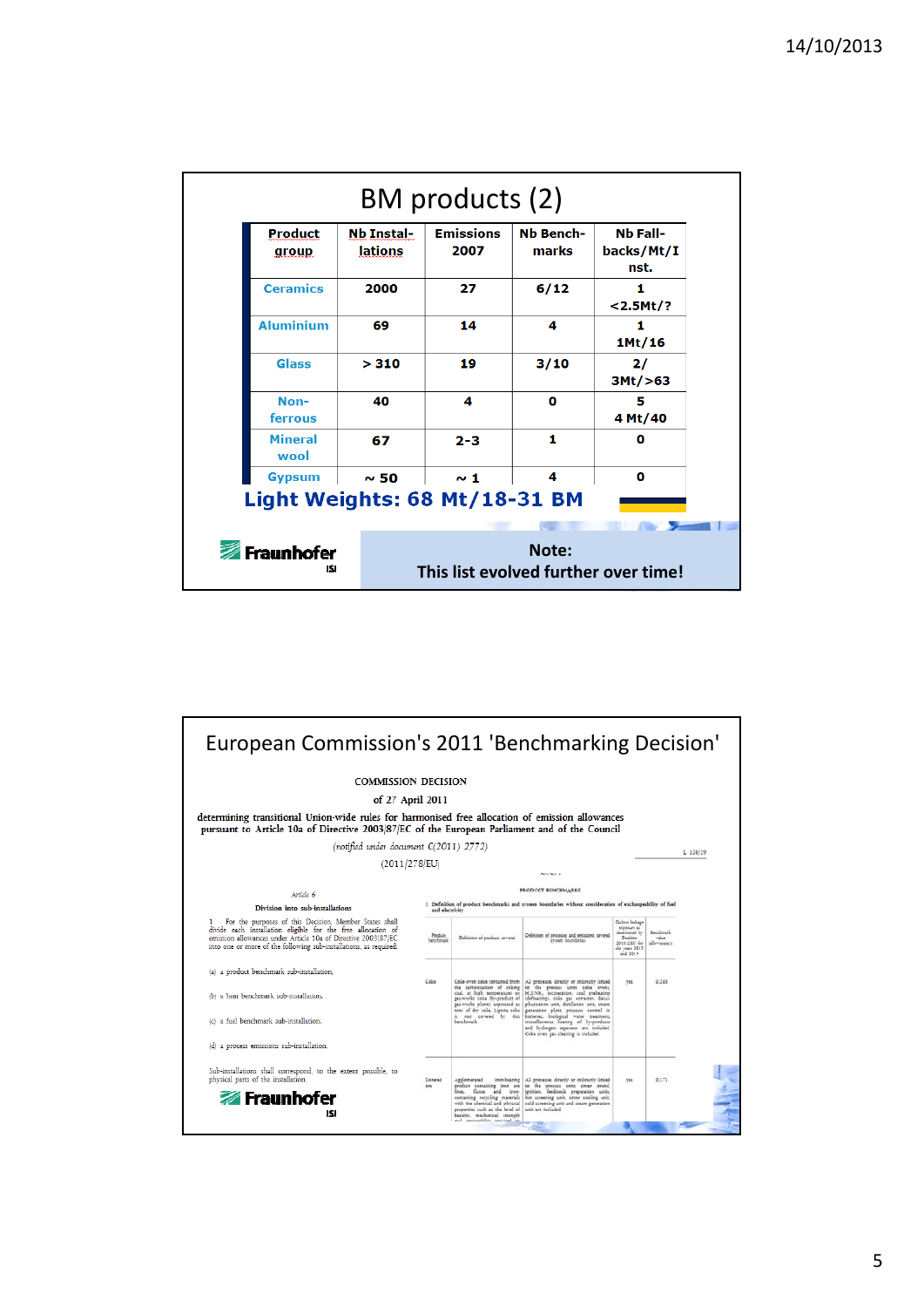## BM products (2)

| Product group | Nb Instal-lations | Emissions 2007 | Nb Bench-marks | Nb Fall-backs/Mt/Inst. |
|---|---|---|---|---|
| Ceramics | 2000 | 27 | 6/12 | 1 <2.5Mt/? |
| Aluminium | 69 | 14 | 4 | 1 1Mt/16 |
| Glass | > 310 | 19 | 3/10 | 2/ 3Mt/>63 |
| Non-ferrous | 40 | 4 | 0 | 5 4 Mt/40 |
| Mineral wool | 67 | 2-3 | 1 | 0 |
| Gypsum | ~ 50 | ~ 1 | 4 | 0 |

**Light Weights: 68 Mt/18-31 BM**

Fraunhofer ISI

Note:
This list evolved further over time!

## European Commission's 2011 'Benchmarking Decision'

COMMISSION DECISION

of 27 April 2011

determining transitional Union-wide rules for harmonised free allocation of emission allowances pursuant to Article 10a of Directive 2003/87/EC of the European Parliament and of the Council

*(notified under document C(2011) 2772)*

(2011/278/EU)

*Article 6*

**Division into sub-installations**

1. For the purposes of this Decision, Member States shall divide each installation eligible for the free allocation of emission allowances under Article 10a of Directive 2003/87/EC into one or more of the following sub-installations, as required:

(a) a product benchmark sub-installation;

(b) a heat benchmark sub-installation;

(c) a fuel benchmark sub-installation;

(d) a process emissions sub-installation.

Sub-installations shall correspond, to the extent possible, to physical parts of the installation.

Fraunhofer ISI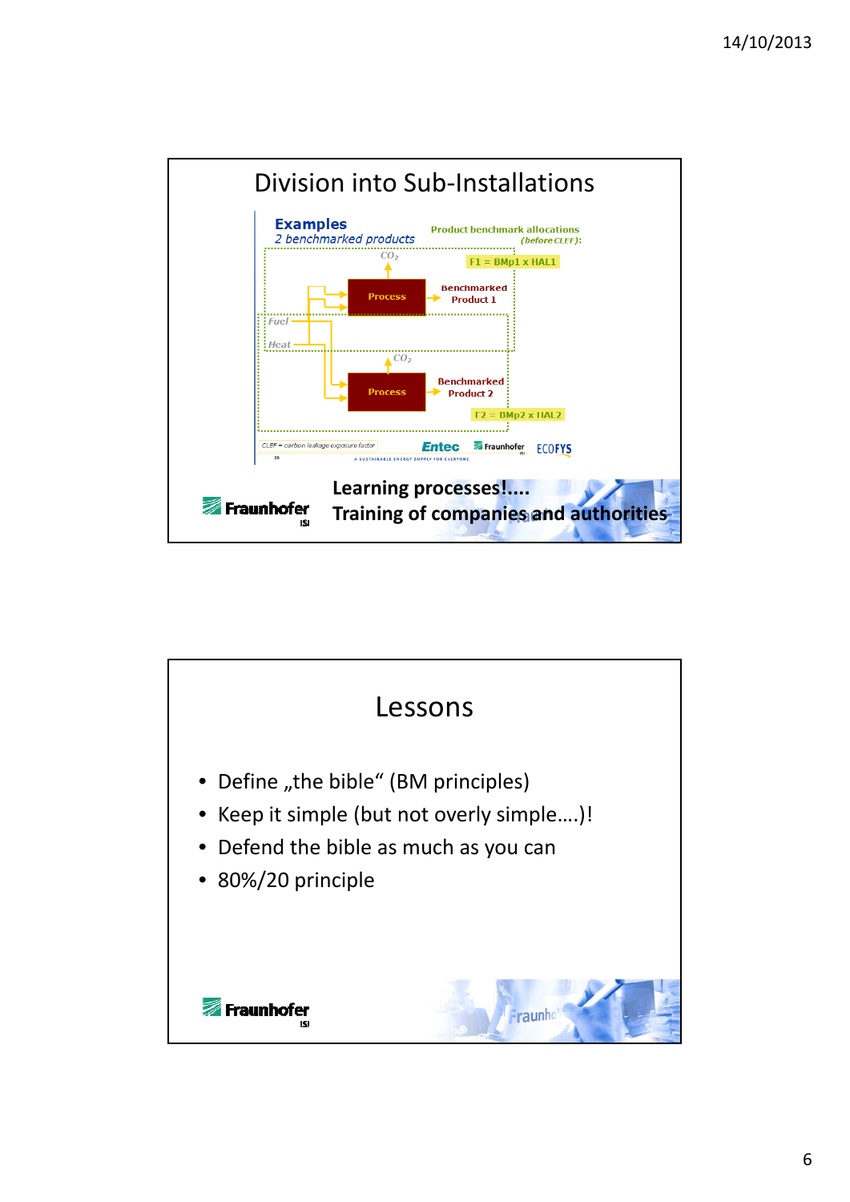## Division into Sub-Installations

**Examples**
*2 benchmarked products*

Product benchmark allocations *(before CLEF)*:

F1 = BMp1 x HAL1

$CO_2$

Process → Benchmarked Product 1

Fuel

Heat

$CO_2$

Process → Benchmarked Product 2

F2 = BMp2 x HAL2

CLEF = carbon leakage exposure factor

Entec | Fraunhofer ISI | ECOFYS

**Learning processes!....**
**Training of companies and authorities**

## Lessons

- Define „the bible" (BM principles)
- Keep it simple (but not overly simple….)!
- Defend the bible as much as you can
- 80%/20 principle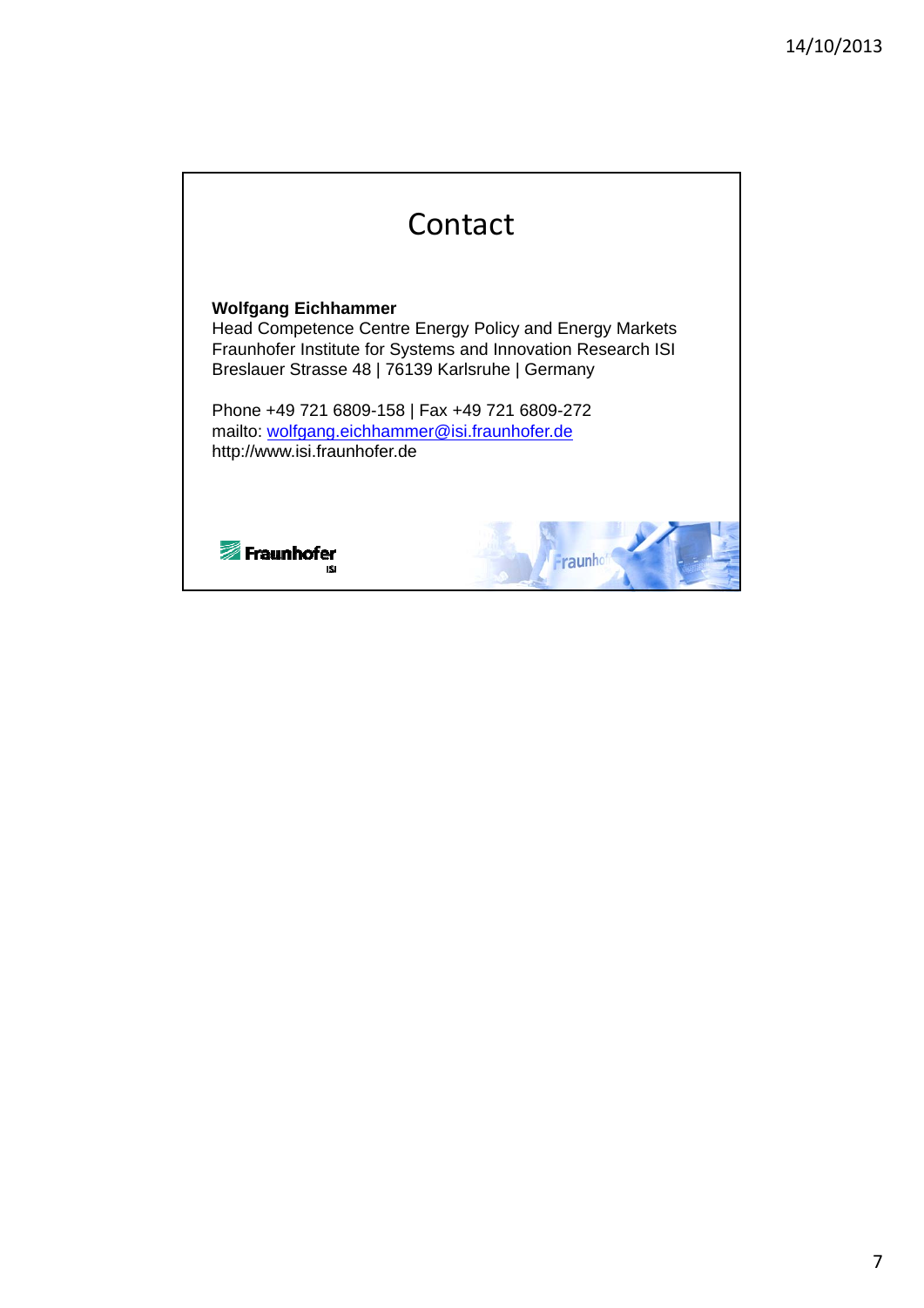# Contact

**Wolfgang Eichhammer**
Head Competence Centre Energy Policy and Energy Markets
Fraunhofer Institute for Systems and Innovation Research ISI
Breslauer Strasse 48 | 76139 Karlsruhe | Germany

Phone +49 721 6809-158 | Fax +49 721 6809-272
mailto: wolfgang.eichhammer@isi.fraunhofer.de
http://www.isi.fraunhofer.de